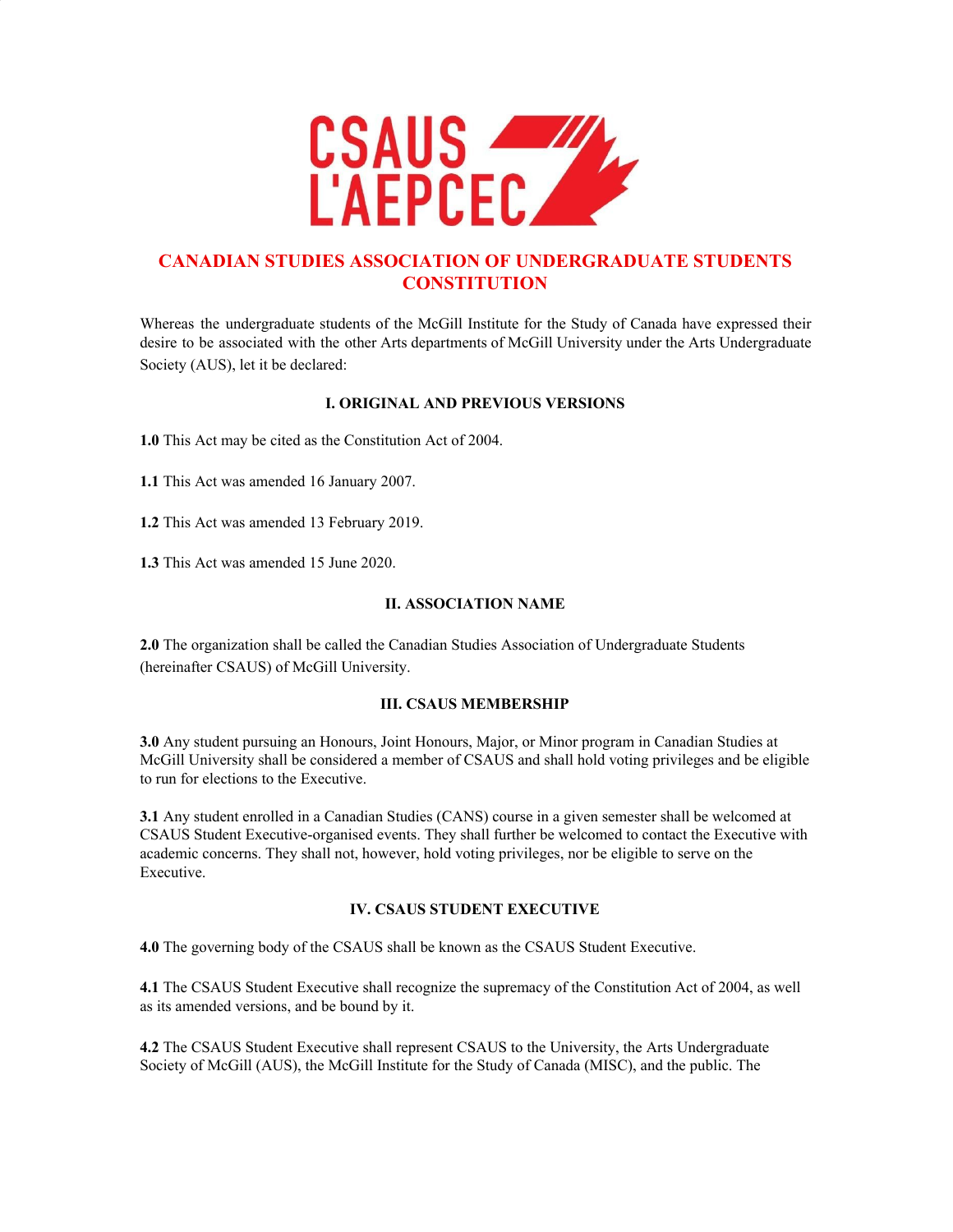# CANADIAN STUDIES ASSOCIATION OF UNDERGRADUATE STUDENTS CONSTITUTION

Whereas the undergraduate students of the McGill Institute for the Study of Canada have expressed their desire to be associated with the other Arts departments of McGill University under the Arts Undergraduate Society (AUS), let it be declared:

## I. ORIGINAL AND PREVIOUS VERSIONS

**1.0** This Act may be cited as the Constitution Act of 2004.

**1.1** This Act was amended 16 January 2007.

**1.2** This Act was amended 13 February 2019.

**1.3** This Act was amended 15 June 2020.

## II. ASSOCIATION NAME

**2.0** The organization shall be called the Canadian Studies Association of Undergraduate Students (hereinafter CSAUS) of McGill University.

## III. CSAUS MEMBERSHIP

**3.0** Any student pursuing an Honours, Joint Honours, Major, or Minor program in Canadian Studies at McGill University shall be considered a member of CSAUS and shall hold voting privileges and be eligible to run for elections to the Executive.

**3.1** Any student enrolled in a Canadian Studies (CANS) course in a given semester shall be welcomed at CSAUS Student Executive-organised events. They shall further be welcomed to contact the Executive with academic concerns. They shall not, however, hold voting privileges, nor be eligible to serve on the Executive.

## IV. CSAUS STUDENT EXECUTIVE

**4.0** The governing body of the CSAUS shall be known as the CSAUS Student Executive.

**4.1** The CSAUS Student Executive shall recognize the supremacy of the Constitution Act of 2004, as well as its amended versions, and be bound by it.

**4.2** The CSAUS Student Executive shall represent CSAUS to the University, the Arts Undergraduate Society of McGill (AUS), the McGill Institute for the Study of Canada (MISC), and the public. The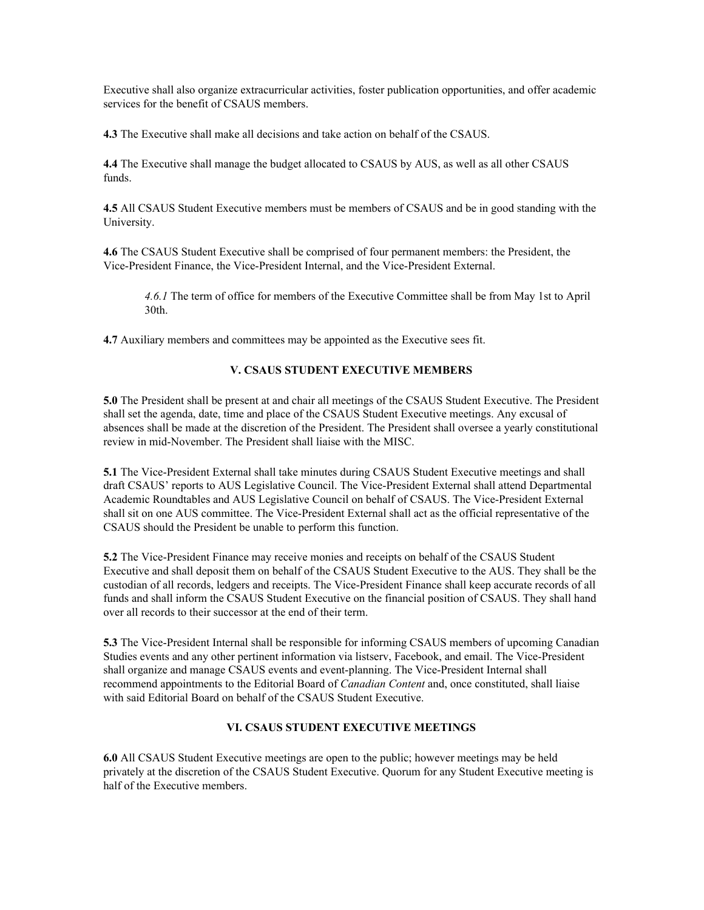Executive shall also organize extracurricular activities, foster publication opportunities, and offer academic services for the benefit of CSAUS members.

**4.3** The Executive shall make all decisions and take action on behalf of the CSAUS.

**4.4** The Executive shall manage the budget allocated to CSAUS by AUS, as well as all other CSAUS funds.

**4.5** All CSAUS Student Executive members must be members of CSAUS and be in good standing with the University.

**4.6** The CSAUS Student Executive shall be comprised of four permanent members: the President, the Vice-President Finance, the Vice-President Internal, and the Vice-President External.

> *4.6.1* The term of office for members of the Executive Committee shall be from May 1st to April 30th.

**4.7** Auxiliary members and committees may be appointed as the Executive sees fit.

## V. CSAUS STUDENT EXECUTIVE MEMBERS

**5.0** The President shall be present at and chair all meetings of the CSAUS Student Executive. The President shall set the agenda, date, time and place of the CSAUS Student Executive meetings. Any excusal of absences shall be made at the discretion of the President. The President shall oversee a yearly constitutional review in mid-November. The President shall liaise with the MISC.

**5.1** The Vice-President External shall take minutes during CSAUS Student Executive meetings and shall draft CSAUS' reports to AUS Legislative Council. The Vice-President External shall attend Departmental Academic Roundtables and AUS Legislative Council on behalf of CSAUS. The Vice-President External shall sit on one AUS committee. The Vice-President External shall act as the official representative of the CSAUS should the President be unable to perform this function.

**5.2** The Vice-President Finance may receive monies and receipts on behalf of the CSAUS Student Executive and shall deposit them on behalf of the CSAUS Student Executive to the AUS. They shall be the custodian of all records, ledgers and receipts. The Vice-President Finance shall keep accurate records of all funds and shall inform the CSAUS Student Executive on the financial position of CSAUS. They shall hand over all records to their successor at the end of their term.

**5.3** The Vice-President Internal shall be responsible for informing CSAUS members of upcoming Canadian Studies events and any other pertinent information via listserv, Facebook, and email. The Vice-President shall organize and manage CSAUS events and event-planning. The Vice-President Internal shall recommend appointments to the Editorial Board of *Canadian Content* and, once constituted, shall liaise with said Editorial Board on behalf of the CSAUS Student Executive.

## VI. CSAUS STUDENT EXECUTIVE MEETINGS

**6.0** All CSAUS Student Executive meetings are open to the public; however meetings may be held privately at the discretion of the CSAUS Student Executive. Quorum for any Student Executive meeting is half of the Executive members.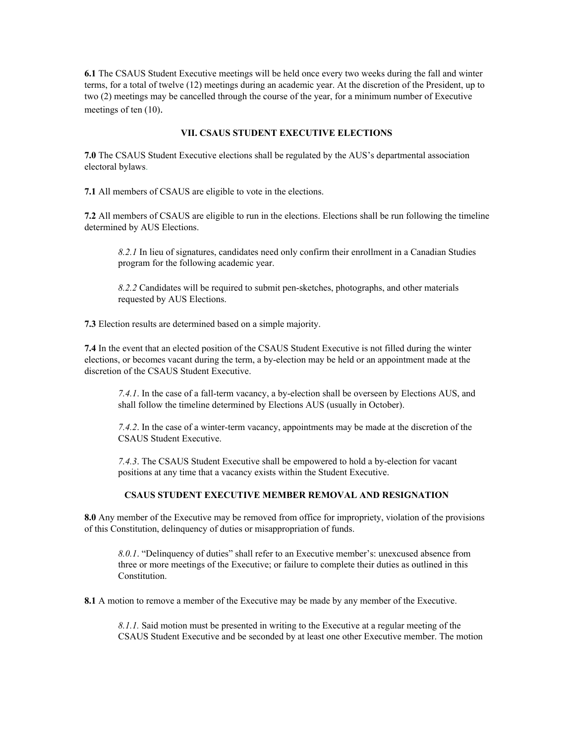**6.1** The CSAUS Student Executive meetings will be held once every two weeks during the fall and winter terms, for a total of twelve (12) meetings during an academic year. At the discretion of the President, up to two (2) meetings may be cancelled through the course of the year, for a minimum number of Executive meetings of ten (10).

## VII. CSAUS STUDENT EXECUTIVE ELECTIONS

**7.0** The CSAUS Student Executive elections shall be regulated by the AUS's departmental association electoral bylaws.

**7.1** All members of CSAUS are eligible to vote in the elections.

**7.2** All members of CSAUS are eligible to run in the elections. Elections shall be run following the timeline determined by AUS Elections.

> *8.2.1* In lieu of signatures, candidates need only confirm their enrollment in a Canadian Studies program for the following academic year.
>
> *8.2.2* Candidates will be required to submit pen-sketches, photographs, and other materials requested by AUS Elections.

**7.3** Election results are determined based on a simple majority.

**7.4** In the event that an elected position of the CSAUS Student Executive is not filled during the winter elections, or becomes vacant during the term, a by-election may be held or an appointment made at the discretion of the CSAUS Student Executive.

> *7.4.1*. In the case of a fall-term vacancy, a by-election shall be overseen by Elections AUS, and shall follow the timeline determined by Elections AUS (usually in October).
>
> *7.4.2*. In the case of a winter-term vacancy, appointments may be made at the discretion of the CSAUS Student Executive.
>
> *7.4.3*. The CSAUS Student Executive shall be empowered to hold a by-election for vacant positions at any time that a vacancy exists within the Student Executive.

## CSAUS STUDENT EXECUTIVE MEMBER REMOVAL AND RESIGNATION

**8.0** Any member of the Executive may be removed from office for impropriety, violation of the provisions of this Constitution, delinquency of duties or misappropriation of funds.

> *8.0.1*. "Delinquency of duties" shall refer to an Executive member's: unexcused absence from three or more meetings of the Executive; or failure to complete their duties as outlined in this Constitution.

**8.1** A motion to remove a member of the Executive may be made by any member of the Executive.

> *8.1.1.* Said motion must be presented in writing to the Executive at a regular meeting of the CSAUS Student Executive and be seconded by at least one other Executive member. The motion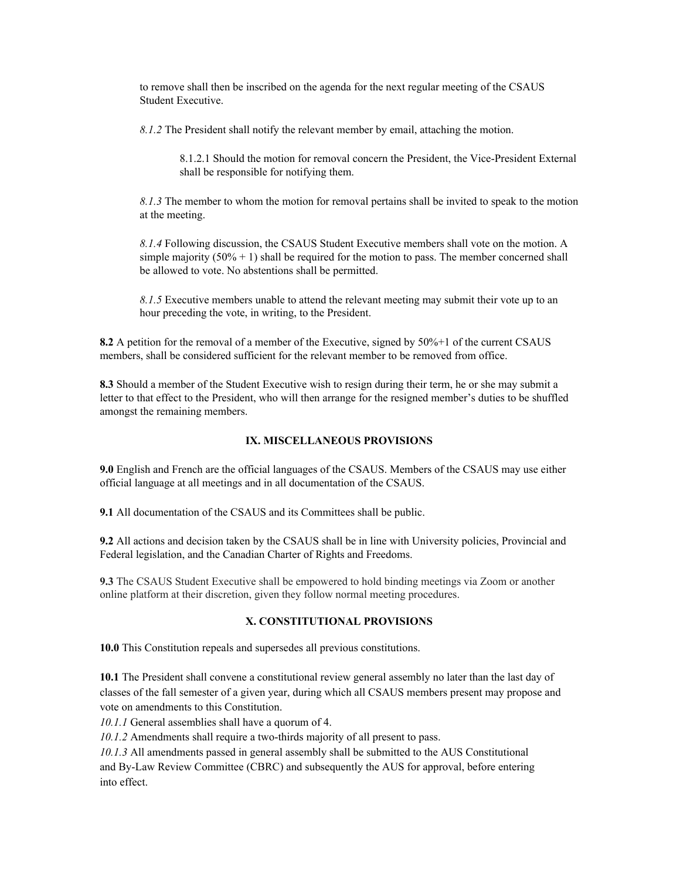to remove shall then be inscribed on the agenda for the next regular meeting of the CSAUS Student Executive.

*8.1.2* The President shall notify the relevant member by email, attaching the motion.

8.1.2.1 Should the motion for removal concern the President, the Vice-President External shall be responsible for notifying them.

*8.1.3* The member to whom the motion for removal pertains shall be invited to speak to the motion at the meeting.

*8.1.4* Following discussion, the CSAUS Student Executive members shall vote on the motion. A simple majority (50% + 1) shall be required for the motion to pass. The member concerned shall be allowed to vote. No abstentions shall be permitted.

*8.1.5* Executive members unable to attend the relevant meeting may submit their vote up to an hour preceding the vote, in writing, to the President.

**8.2** A petition for the removal of a member of the Executive, signed by 50%+1 of the current CSAUS members, shall be considered sufficient for the relevant member to be removed from office.

**8.3** Should a member of the Student Executive wish to resign during their term, he or she may submit a letter to that effect to the President, who will then arrange for the resigned member's duties to be shuffled amongst the remaining members.

## IX. MISCELLANEOUS PROVISIONS

**9.0** English and French are the official languages of the CSAUS. Members of the CSAUS may use either official language at all meetings and in all documentation of the CSAUS.

**9.1** All documentation of the CSAUS and its Committees shall be public.

**9.2** All actions and decision taken by the CSAUS shall be in line with University policies, Provincial and Federal legislation, and the Canadian Charter of Rights and Freedoms.

**9.3** The CSAUS Student Executive shall be empowered to hold binding meetings via Zoom or another online platform at their discretion, given they follow normal meeting procedures.

## X. CONSTITUTIONAL PROVISIONS

**10.0** This Constitution repeals and supersedes all previous constitutions.

**10.1** The President shall convene a constitutional review general assembly no later than the last day of classes of the fall semester of a given year, during which all CSAUS members present may propose and vote on amendments to this Constitution.

*10.1.1* General assemblies shall have a quorum of 4.

*10.1.2* Amendments shall require a two-thirds majority of all present to pass.

*10.1.3* All amendments passed in general assembly shall be submitted to the AUS Constitutional and By-Law Review Committee (CBRC) and subsequently the AUS for approval, before entering into effect.